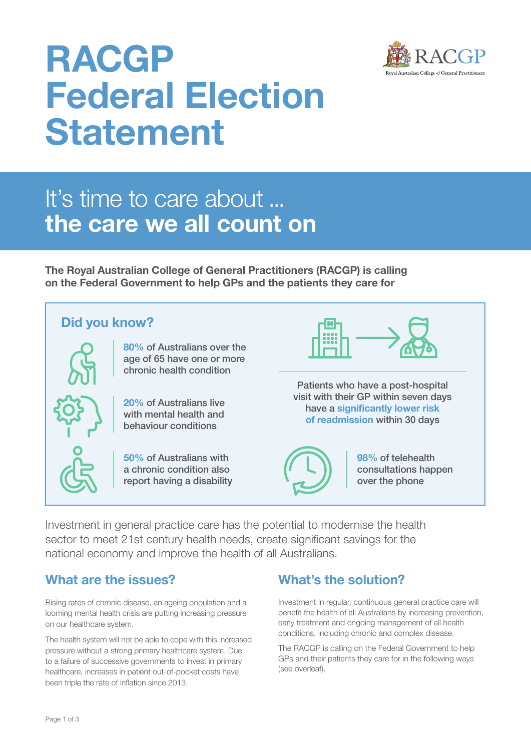# RACGP Federal Election Statement

## It's time to care about … **the care we all count on**

**The Royal Australian College of General Practitioners (RACGP) is calling on the Federal Government to help GPs and the patients they care for**

### Did you know?

- **80%** of Australians over the age of 65 have one or more chronic health condition
- **20%** of Australians live with mental health and behaviour conditions
- **50%** of Australians with a chronic condition also report having a disability
- Patients who have a post-hospital visit with their GP within seven days have a **significantly lower risk of readmission** within 30 days
- **98%** of telehealth consultations happen over the phone

Investment in general practice care has the potential to modernise the health sector to meet 21st century health needs, create significant savings for the national economy and improve the health of all Australians.

## What are the issues?

Rising rates of chronic disease, an ageing population and a looming mental health crisis are putting increasing pressure on our healthcare system.

The health system will not be able to cope with this increased pressure without a strong primary healthcare system. Due to a failure of successive governments to invest in primary healthcare, increases in patient out-of-pocket costs have been triple the rate of inflation since 2013.

## What's the solution?

Investment in regular, continuous general practice care will benefit the health of all Australians by increasing prevention, early treatment and ongoing management of all health conditions, including chronic and complex disease.

The RACGP is calling on the Federal Government to help GPs and their patients they care for in the following ways (see overleaf).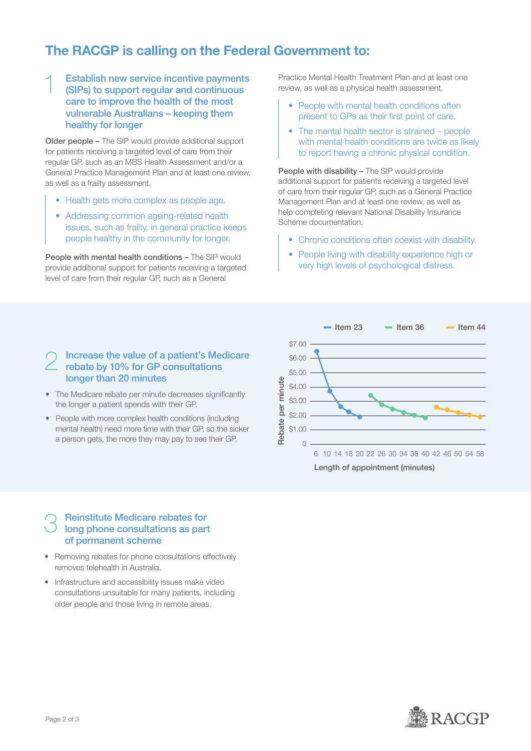# The RACGP is calling on the Federal Government to:

## 1 Establish new service incentive payments (SIPs) to support regular and continuous care to improve the health of the most vulnerable Australians – keeping them healthy for longer

**Older people –** The SIP would provide additional support for patients receiving a targeted level of care from their regular GP, such as an MBS Health Assessment and/or a General Practice Management Plan and at least one review, as well as a frailty assessment.

- Health gets more complex as people age.
- Addressing common ageing-related health issues, such as frailty, in general practice keeps people healthy in the community for longer.

**People with mental health conditions –** The SIP would provide additional support for patients receiving a targeted level of care from their regular GP, such as a General Practice Mental Health Treatment Plan and at least one review, as well as a physical health assessment.

- People with mental health conditions often present to GPs as their first point of care.
- The mental health sector is strained – people with mental health conditions are twice as likely to report having a chronic physical condition.

**People with disability –** The SIP would provide additional support for patients receiving a targeted level of care from their regular GP, such as a General Practice Management Plan and at least one review, as well as help completing relevant National Disability Insurance Scheme documentation.

- Chronic conditions often coexist with disability.
- People living with disability experience high or very high levels of psychological distress.

## 2 Increase the value of a patient's Medicare rebate by 10% for GP consultations longer than 20 minutes

- The Medicare rebate per minute decreases significantly the longer a patient spends with their GP.
- People with more complex health conditions (including mental health) need more time with their GP, so the sicker a person gets, the more they may pay to see their GP.

Chart legend: Item 23, Item 36, Item 44

Y-axis: Rebate per minute ($0 to $7.00)

X-axis: Length of appointment (minutes) — 6, 10, 14, 18, 20, 22, 26, 30, 34, 38, 40, 42, 46, 50, 54, 58

## 3 Reinstitute Medicare rebates for long phone consultations as part of permanent scheme

- Removing rebates for phone consultations effectively removes telehealth in Australia.
- Infrastructure and accessibility issues make video consultations unsuitable for many patients, including older people and those living in remote areas.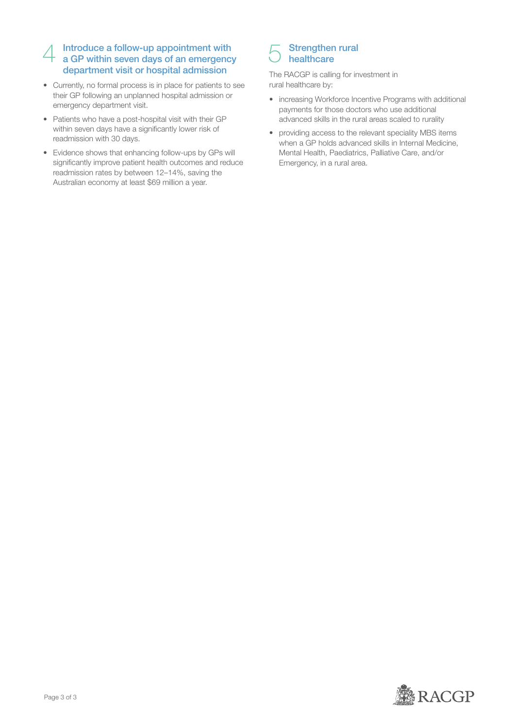## 4 Introduce a follow-up appointment with a GP within seven days of an emergency department visit or hospital admission

- Currently, no formal process is in place for patients to see their GP following an unplanned hospital admission or emergency department visit.
- Patients who have a post-hospital visit with their GP within seven days have a significantly lower risk of readmission with 30 days.
- Evidence shows that enhancing follow-ups by GPs will significantly improve patient health outcomes and reduce readmission rates by between 12–14%, saving the Australian economy at least $69 million a year.

## 5 Strengthen rural healthcare

The RACGP is calling for investment in rural healthcare by:

- increasing Workforce Incentive Programs with additional payments for those doctors who use additional advanced skills in the rural areas scaled to rurality
- providing access to the relevant speciality MBS items when a GP holds advanced skills in Internal Medicine, Mental Health, Paediatrics, Palliative Care, and/or Emergency, in a rural area.